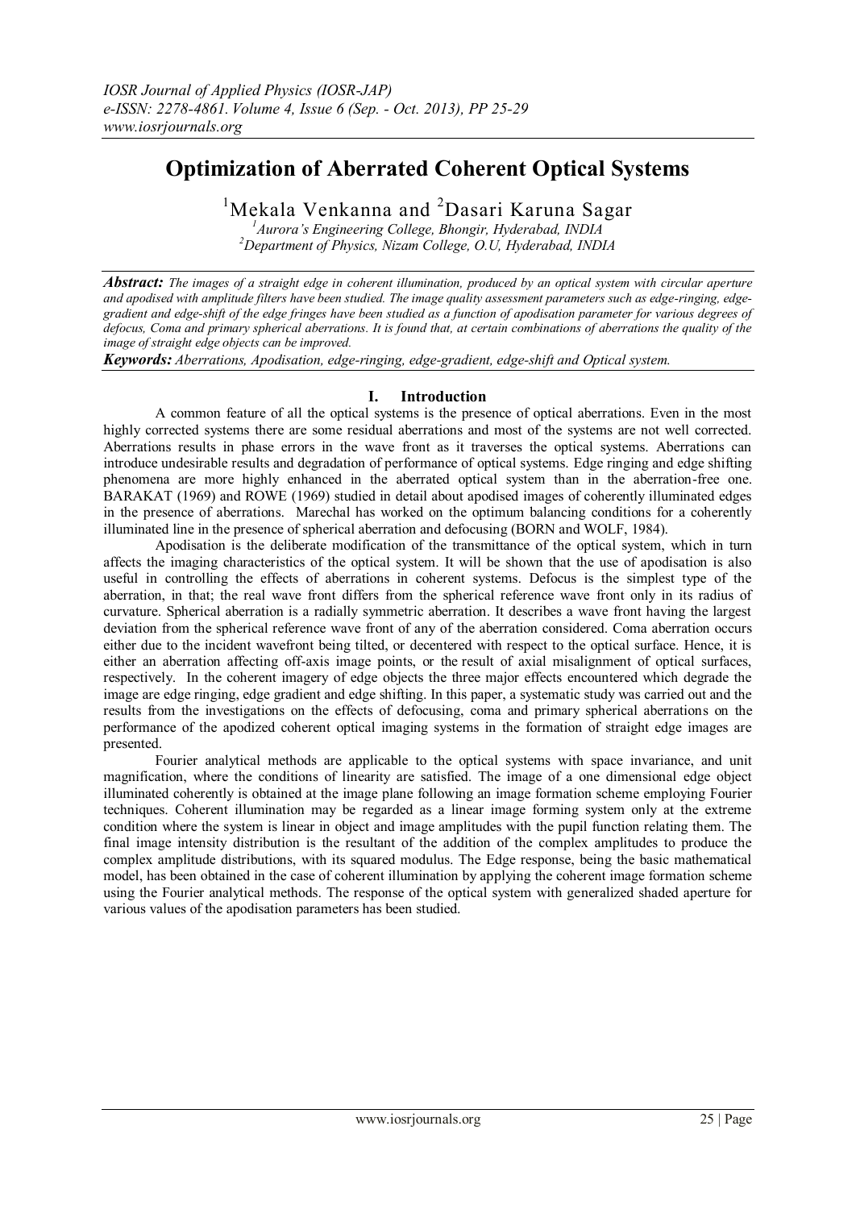# Optimization of Aberrated Coherent Optical Systems

[1]Mekala Venkanna and [2]Dasari Karuna Sagar

[1]*Aurora's Engineering College, Bhongir, Hyderabad, INDIA*
[2]*Department of Physics, Nizam College, O.U, Hyderabad, INDIA*

***Abstract:*** *The images of a straight edge in coherent illumination, produced by an optical system with circular aperture and apodised with amplitude filters have been studied. The image quality assessment parameters such as edge-ringing, edge-gradient and edge-shift of the edge fringes have been studied as a function of apodisation parameter for various degrees of defocus, Coma and primary spherical aberrations. It is found that, at certain combinations of aberrations the quality of the image of straight edge objects can be improved.*

***Keywords:*** *Aberrations, Apodisation, edge-ringing, edge-gradient, edge-shift and Optical system.*

## I. Introduction

A common feature of all the optical systems is the presence of optical aberrations. Even in the most highly corrected systems there are some residual aberrations and most of the systems are not well corrected. Aberrations results in phase errors in the wave front as it traverses the optical systems. Aberrations can introduce undesirable results and degradation of performance of optical systems. Edge ringing and edge shifting phenomena are more highly enhanced in the aberrated optical system than in the aberration-free one. BARAKAT (1969) and ROWE (1969) studied in detail about apodised images of coherently illuminated edges in the presence of aberrations. Marechal has worked on the optimum balancing conditions for a coherently illuminated line in the presence of spherical aberration and defocusing (BORN and WOLF, 1984).

Apodisation is the deliberate modification of the transmittance of the optical system, which in turn affects the imaging characteristics of the optical system. It will be shown that the use of apodisation is also useful in controlling the effects of aberrations in coherent systems. Defocus is the simplest type of the aberration, in that; the real wave front differs from the spherical reference wave front only in its radius of curvature. Spherical aberration is a radially symmetric aberration. It describes a wave front having the largest deviation from the spherical reference wave front of any of the aberration considered. Coma aberration occurs either due to the incident wavefront being tilted, or decentered with respect to the optical surface. Hence, it is either an aberration affecting off-axis image points, or the result of axial misalignment of optical surfaces, respectively. In the coherent imagery of edge objects the three major effects encountered which degrade the image are edge ringing, edge gradient and edge shifting. In this paper, a systematic study was carried out and the results from the investigations on the effects of defocusing, coma and primary spherical aberrations on the performance of the apodized coherent optical imaging systems in the formation of straight edge images are presented.

Fourier analytical methods are applicable to the optical systems with space invariance, and unit magnification, where the conditions of linearity are satisfied. The image of a one dimensional edge object illuminated coherently is obtained at the image plane following an image formation scheme employing Fourier techniques. Coherent illumination may be regarded as a linear image forming system only at the extreme condition where the system is linear in object and image amplitudes with the pupil function relating them. The final image intensity distribution is the resultant of the addition of the complex amplitudes to produce the complex amplitude distributions, with its squared modulus. The Edge response, being the basic mathematical model, has been obtained in the case of coherent illumination by applying the coherent image formation scheme using the Fourier analytical methods. The response of the optical system with generalized shaded aperture for various values of the apodisation parameters has been studied.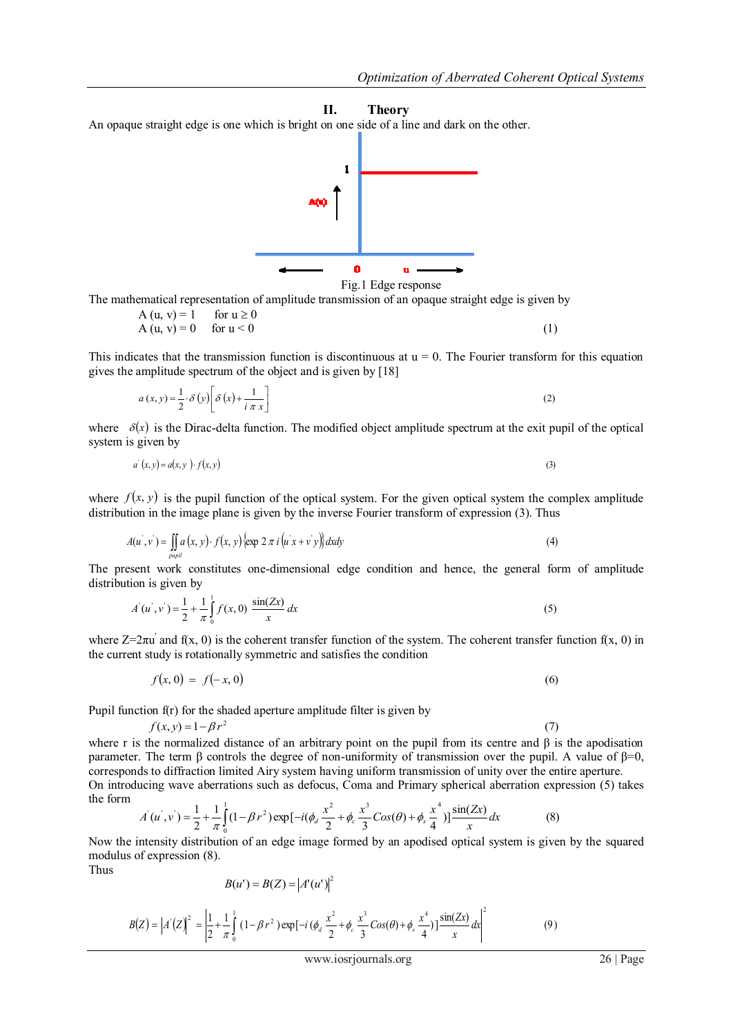## II. Theory

An opaque straight edge is one which is bright on one side of a line and dark on the other.

Fig.1 Edge response

The mathematical representation of amplitude transmission of an opaque straight edge is given by

$$A\,(u,\,v) = 1 \quad \text{for } u \geq 0$$
$$A\,(u,\,v) = 0 \quad \text{for } u < 0 \tag{1}$$

This indicates that the transmission function is discontinuous at u = 0. The Fourier transform for this equation gives the amplitude spectrum of the object and is given by [18]

$$a\,(x, y) = \frac{1}{2}\cdot \delta\left(y\right)\left[\delta\left(x\right) + \frac{1}{i\,\pi\,x}\right] \tag{2}$$

where $\delta(x)$ is the Dirac-delta function. The modified object amplitude spectrum at the exit pupil of the optical system is given by

$$a^{'}\,(x,y) = a(x,y\,)\cdot f(x,y) \tag{3}$$

where $f(x, y)$ is the pupil function of the optical system. For the given optical system the complex amplitude distribution in the image plane is given by the inverse Fourier transform of expression (3). Thus

$$A(u^{'},v^{'}) = \iint_{pupil} a\left(x,y\right)\cdot f\left(x,y\right)\left\{\exp\,2\,\pi\,i\left(u^{'}x + v^{'}y\right)\right\}dxdy \tag{4}$$

The present work constitutes one-dimensional edge condition and hence, the general form of amplitude distribution is given by

$$A^{'}(u^{'},v^{'}) = \frac{1}{2} + \frac{1}{\pi}\int_{0}^{1} f(x,0)\,\frac{\sin(Zx)}{x}\,dx \tag{5}$$

where $Z = 2\pi u^{'}$ and f(x, 0) is the coherent transfer function of the system. The coherent transfer function f(x, 0) in the current study is rotationally symmetric and satisfies the condition

$$f\left(x,0\right) \;=\; f\left(-x,0\right) \tag{6}$$

Pupil function f(r) for the shaded aperture amplitude filter is given by

$$f(x,y) = 1 - \beta\, r^{2} \tag{7}$$

where r is the normalized distance of an arbitrary point on the pupil from its centre and β is the apodisation parameter. The term β controls the degree of non-uniformity of transmission over the pupil. A value of β=0, corresponds to diffraction limited Airy system having uniform transmission of unity over the entire aperture.
On introducing wave aberrations such as defocus, Coma and Primary spherical aberration expression (5) takes the form

$$A^{'}(u^{'},v^{'}) = \frac{1}{2} + \frac{1}{\pi}\int_{0}^{1}(1-\beta\,r^{2})\exp[-i(\phi_{d}\,\frac{x^{2}}{2} + \phi_{c}\,\frac{x^{3}}{3}Cos(\theta) + \phi_{s}\,\frac{x^{4}}{4}\,)]\,\frac{\sin(Zx)}{x}dx \tag{8}$$

Now the intensity distribution of an edge image formed by an apodised optical system is given by the squared modulus of expression (8).
Thus

$$B(u') = B(Z) = \left|A'(u')\right|^{2}$$

$$B\left(Z\right) = \left|A^{'}\left(Z\right)\right|^{2} = \left|\frac{1}{2} + \frac{1}{\pi}\int_{0}^{1}(1-\beta\,r^{2}\,)\exp[-i\,(\phi_{d}\,\frac{x^{2}}{2} + \phi_{c}\,\frac{x^{3}}{3}Cos(\theta) + \phi_{s}\,\frac{x^{4}}{4})]\,\frac{\sin(Zx)}{x}dx\right|^{2} \tag{9}$$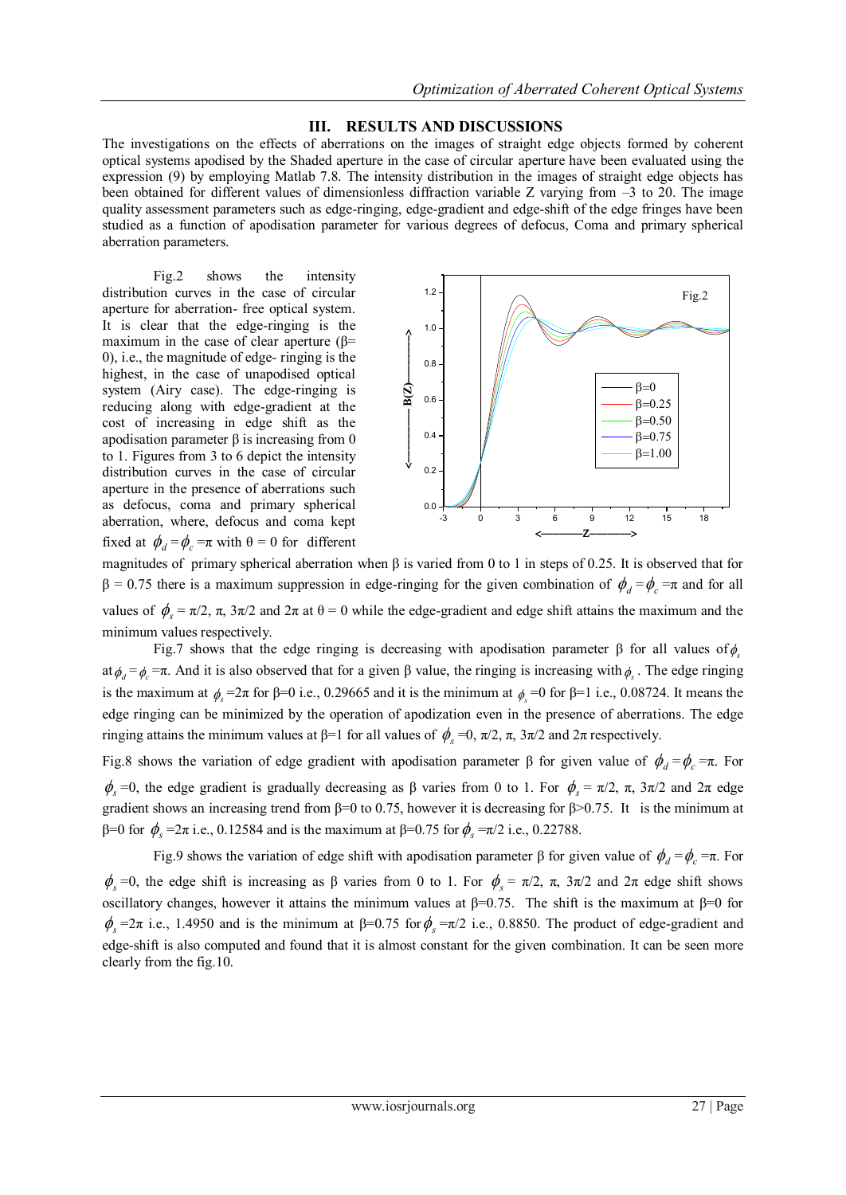## III. RESULTS AND DISCUSSIONS

The investigations on the effects of aberrations on the images of straight edge objects formed by coherent optical systems apodised by the Shaded aperture in the case of circular aperture have been evaluated using the expression (9) by employing Matlab 7.8. The intensity distribution in the images of straight edge objects has been obtained for different values of dimensionless diffraction variable Z varying from –3 to 20. The image quality assessment parameters such as edge-ringing, edge-gradient and edge-shift of the edge fringes have been studied as a function of apodisation parameter for various degrees of defocus, Coma and primary spherical aberration parameters.

Fig.2 shows the intensity distribution curves in the case of circular aperture for aberration- free optical system. It is clear that the edge-ringing is the maximum in the case of clear aperture (β= 0), i.e., the magnitude of edge- ringing is the highest, in the case of unapodised optical system (Airy case). The edge-ringing is reducing along with edge-gradient at the cost of increasing in edge shift as the apodisation parameter β is increasing from 0 to 1. Figures from 3 to 6 depict the intensity distribution curves in the case of circular aperture in the presence of aberrations such as defocus, coma and primary spherical aberration, where, defocus and coma kept fixed at $\phi_d = \phi_c = \pi$ with θ = 0 for different magnitudes of primary spherical aberration when β is varied from 0 to 1 in steps of 0.25. It is observed that for β = 0.75 there is a maximum suppression in edge-ringing for the given combination of $\phi_d = \phi_c = \pi$ and for all values of $\phi_s$ = π/2, π, 3π/2 and 2π at θ = 0 while the edge-gradient and edge shift attains the maximum and the minimum values respectively.

Fig.2

Fig.7 shows that the edge ringing is decreasing with apodisation parameter β for all values of $\phi_s$ at $\phi_d = \phi_c = \pi$. And it is also observed that for a given β value, the ringing is increasing with $\phi_s$. The edge ringing is the maximum at $\phi_s = 2\pi$ for β=0 i.e., 0.29665 and it is the minimum at $\phi_s = 0$ for β=1 i.e., 0.08724. It means the edge ringing can be minimized by the operation of apodization even in the presence of aberrations. The edge ringing attains the minimum values at β=1 for all values of $\phi_s$ =0, π/2, π, 3π/2 and 2π respectively.

Fig.8 shows the variation of edge gradient with apodisation parameter β for given value of $\phi_d = \phi_c = \pi$. For $\phi_s$ =0, the edge gradient is gradually decreasing as β varies from 0 to 1. For $\phi_s$ = π/2, π, 3π/2 and 2π edge gradient shows an increasing trend from β=0 to 0.75, however it is decreasing for β>0.75. It is the minimum at β=0 for $\phi_s$ =2π i.e., 0.12584 and is the maximum at β=0.75 for $\phi_s$ =π/2 i.e., 0.22788.

Fig.9 shows the variation of edge shift with apodisation parameter β for given value of $\phi_d = \phi_c = \pi$. For $\phi_s$ =0, the edge shift is increasing as β varies from 0 to 1. For $\phi_s$ = π/2, π, 3π/2 and 2π edge shift shows oscillatory changes, however it attains the minimum values at β=0.75. The shift is the maximum at β=0 for $\phi_s$ =2π i.e., 1.4950 and is the minimum at β=0.75 for $\phi_s$ =π/2 i.e., 0.8850. The product of edge-gradient and edge-shift is also computed and found that it is almost constant for the given combination. It can be seen more clearly from the fig.10.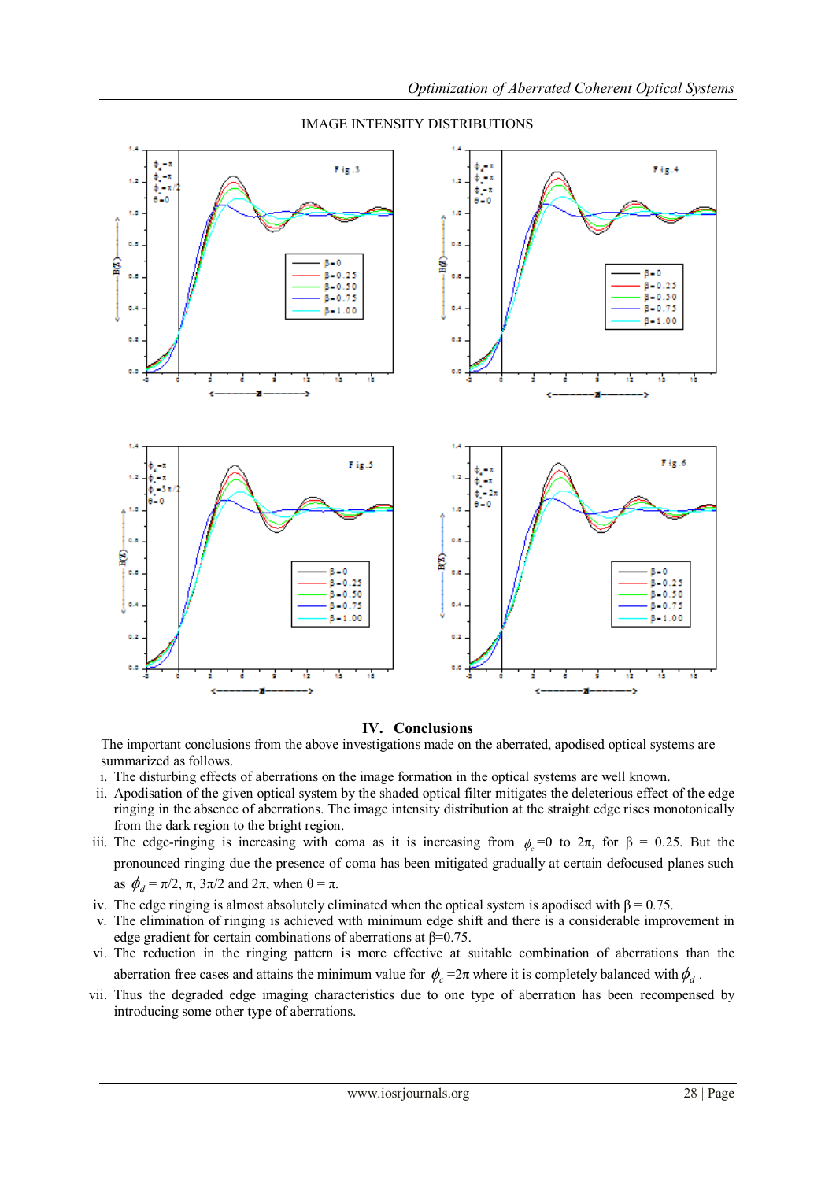IMAGE INTENSITY DISTRIBUTIONS

## IV. Conclusions

The important conclusions from the above investigations made on the aberrated, apodised optical systems are summarized as follows.

i. The disturbing effects of aberrations on the image formation in the optical systems are well known.

ii. Apodisation of the given optical system by the shaded optical filter mitigates the deleterious effect of the edge ringing in the absence of aberrations. The image intensity distribution at the straight edge rises monotonically from the dark region to the bright region.

iii. The edge-ringing is increasing with coma as it is increasing from $\phi_c$ =0 to 2π, for β = 0.25. But the pronounced ringing due the presence of coma has been mitigated gradually at certain defocused planes such as $\phi_d$ = π/2, π, 3π/2 and 2π, when θ = π.

iv. The edge ringing is almost absolutely eliminated when the optical system is apodised with β = 0.75.

v. The elimination of ringing is achieved with minimum edge shift and there is a considerable improvement in edge gradient for certain combinations of aberrations at β=0.75.

vi. The reduction in the ringing pattern is more effective at suitable combination of aberrations than the aberration free cases and attains the minimum value for $\phi_c$ =2π where it is completely balanced with $\phi_d$ .

vii. Thus the degraded edge imaging characteristics due to one type of aberration has been recompensed by introducing some other type of aberrations.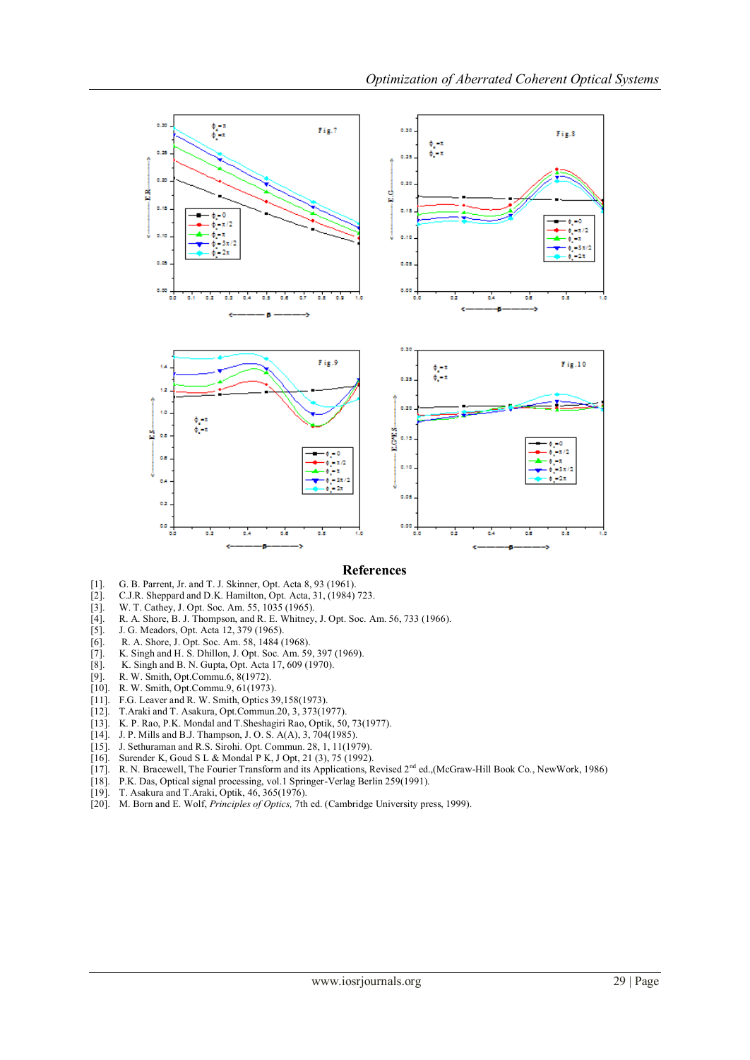Fig.7

$\phi_a=\pi$
$\phi_b=\pi$

E.R

0.00 0.05 0.10 0.15 0.20 0.25 0.30

0.0 0.1 0.2 0.3 0.4 0.5 0.6 0.7 0.8 0.9 1.0

β

$\phi_c=0$
$\phi_c=\pi/2$
$\phi_c=\pi$
$\phi_c=3\pi/2$
$\phi_c=2\pi$

Fig.8

$\phi_a=\pi$
$\phi_b=\pi$

E.G

0.00 0.05 0.10 0.15 0.20 0.25 0.30

0.0 0.2 0.4 0.6 0.8 1.0

β

$\phi_c=0$
$\phi_c=\pi/2$
$\phi_c=\pi$
$\phi_c=3\pi/2$
$\phi_c=2\pi$

Fig.9

$\phi_a=\pi$
$\phi_b=\pi$

E.S

0.0 0.2 0.4 0.6 0.8 1.0 1.2 1.4

0.0 0.2 0.4 0.6 0.8 1.0

β

$\phi_c=0$
$\phi_c=\pi/2$
$\phi_c=\pi$
$\phi_c=3\pi/2$
$\phi_c=2\pi$

Fig.10

$\phi_a=\pi$
$\phi_b=\pi$

E.G*E.S

0.00 0.05 0.10 0.15 0.20 0.25 0.30

0.0 0.2 0.4 0.6 0.8 1.0

β

$\phi_c=0$
$\phi_c=\pi/2$
$\phi_c=\pi$
$\phi_c=3\pi/2$
$\phi_c=2\pi$

## References

[1]. G. B. Parrent, Jr. and T. J. Skinner, Opt. Acta 8, 93 (1961).
[2]. C.J.R. Sheppard and D.K. Hamilton, Opt. Acta, 31, (1984) 723.
[3]. W. T. Cathey, J. Opt. Soc. Am. 55, 1035 (1965).
[4]. R. A. Shore, B. J. Thompson, and R. E. Whitney, J. Opt. Soc. Am. 56, 733 (1966).
[5]. J. G. Meadors, Opt. Acta 12, 379 (1965).
[6]. R. A. Shore, J. Opt. Soc. Am. 58, 1484 (1968).
[7]. K. Singh and H. S. Dhillon, J. Opt. Soc. Am. 59, 397 (1969).
[8]. K. Singh and B. N. Gupta, Opt. Acta 17, 609 (1970).
[9]. R. W. Smith, Opt.Commu.6, 8(1972).
[10]. R. W. Smith, Opt.Commu.9, 61(1973).
[11]. F.G. Leaver and R. W. Smith, Optics 39,158(1973).
[12]. T.Araki and T. Asakura, Opt.Commun.20, 3, 373(1977).
[13]. K. P. Rao, P.K. Mondal and T.Sheshagiri Rao, Optik, 50, 73(1977).
[14]. J. P. Mills and B.J. Thampson, J. O. S. A(A), 3, 704(1985).
[15]. J. Sethuraman and R.S. Sirohi. Opt. Commun. 28, 1, 11(1979).
[16]. Surender K, Goud S L & Mondal P K, J Opt, 21 (3), 75 (1992).
[17]. R. N. Bracewell, The Fourier Transform and its Applications, Revised 2nd ed.,(McGraw-Hill Book Co., NewWork, 1986)
[18]. P.K. Das, Optical signal processing, vol.1 Springer-Verlag Berlin 259(1991).
[19]. T. Asakura and T.Araki, Optik, 46, 365(1976).
[20]. M. Born and E. Wolf, *Principles of Optics,* 7th ed. (Cambridge University press, 1999).